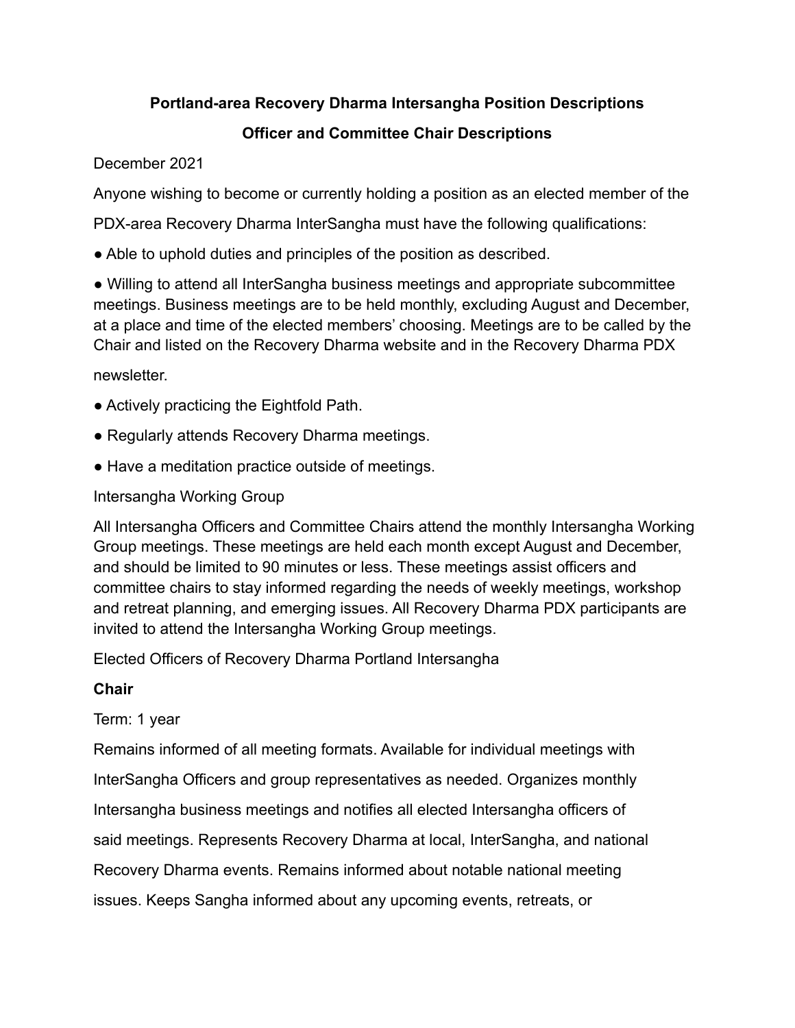**Portland-area Recovery Dharma Intersangha Position Descriptions**

**Officer and Committee Chair Descriptions**

December 2021

Anyone wishing to become or currently holding a position as an elected member of the PDX-area Recovery Dharma InterSangha must have the following qualifications:

- Able to uphold duties and principles of the position as described.
- Willing to attend all InterSangha business meetings and appropriate subcommittee meetings. Business meetings are to be held monthly, excluding August and December, at a place and time of the elected members' choosing. Meetings are to be called by the Chair and listed on the Recovery Dharma website and in the Recovery Dharma PDX newsletter.
- Actively practicing the Eightfold Path.
- Regularly attends Recovery Dharma meetings.
- Have a meditation practice outside of meetings.

Intersangha Working Group

All Intersangha Officers and Committee Chairs attend the monthly Intersangha Working Group meetings. These meetings are held each month except August and December, and should be limited to 90 minutes or less. These meetings assist officers and committee chairs to stay informed regarding the needs of weekly meetings, workshop and retreat planning, and emerging issues. All Recovery Dharma PDX participants are invited to attend the Intersangha Working Group meetings.

Elected Officers of Recovery Dharma Portland Intersangha

**Chair**

Term: 1 year

Remains informed of all meeting formats. Available for individual meetings with InterSangha Officers and group representatives as needed. Organizes monthly Intersangha business meetings and notifies all elected Intersangha officers of said meetings. Represents Recovery Dharma at local, InterSangha, and national Recovery Dharma events. Remains informed about notable national meeting issues. Keeps Sangha informed about any upcoming events, retreats, or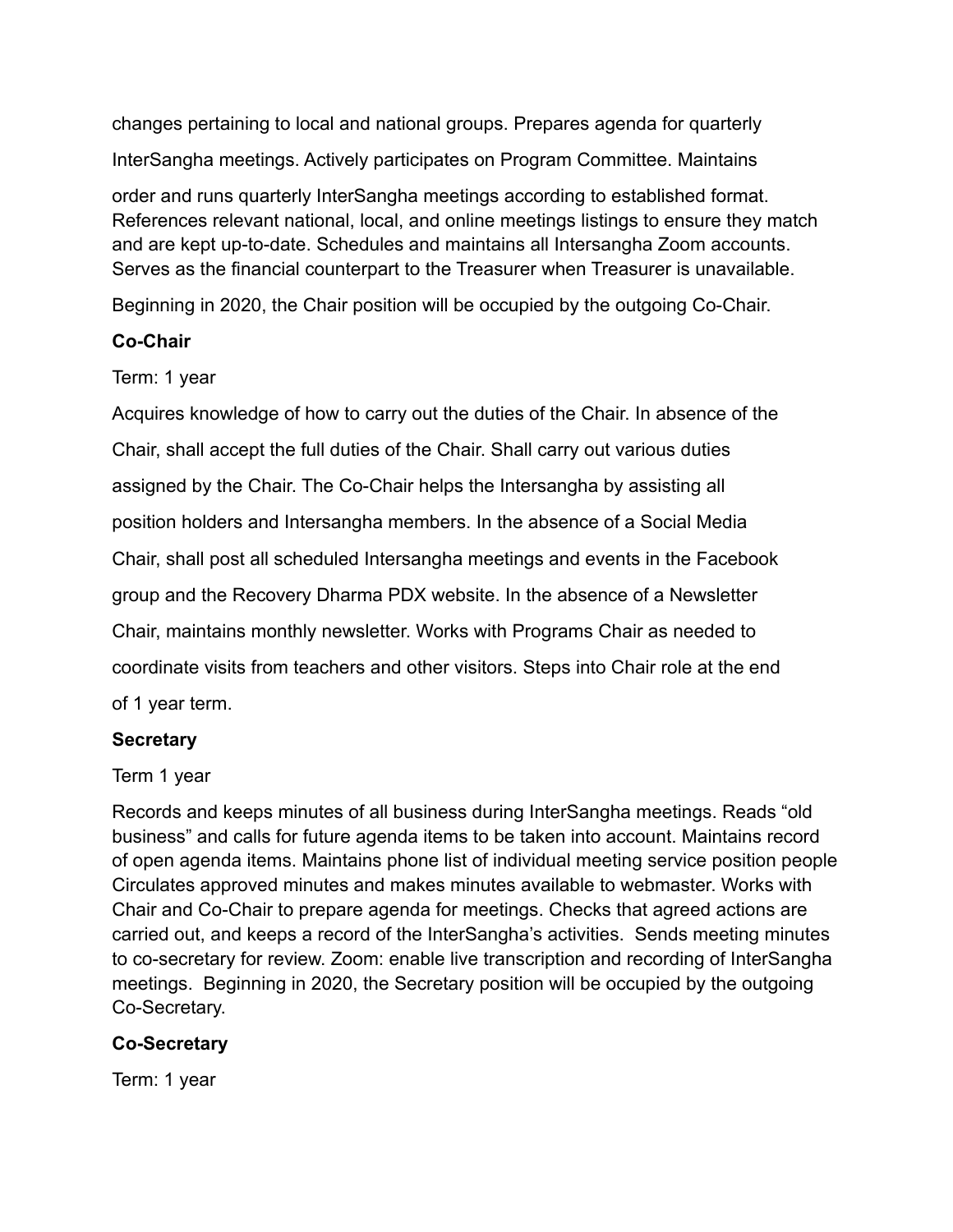changes pertaining to local and national groups. Prepares agenda for quarterly InterSangha meetings. Actively participates on Program Committee. Maintains order and runs quarterly InterSangha meetings according to established format. References relevant national, local, and online meetings listings to ensure they match and are kept up-to-date. Schedules and maintains all Intersangha Zoom accounts. Serves as the financial counterpart to the Treasurer when Treasurer is unavailable.

Beginning in 2020, the Chair position will be occupied by the outgoing Co-Chair.

**Co-Chair**

Term: 1 year

Acquires knowledge of how to carry out the duties of the Chair. In absence of the Chair, shall accept the full duties of the Chair. Shall carry out various duties assigned by the Chair. The Co-Chair helps the Intersangha by assisting all position holders and Intersangha members. In the absence of a Social Media Chair, shall post all scheduled Intersangha meetings and events in the Facebook group and the Recovery Dharma PDX website. In the absence of a Newsletter Chair, maintains monthly newsletter. Works with Programs Chair as needed to coordinate visits from teachers and other visitors. Steps into Chair role at the end of 1 year term.

**Secretary**

Term 1 year

Records and keeps minutes of all business during InterSangha meetings. Reads "old business" and calls for future agenda items to be taken into account. Maintains record of open agenda items. Maintains phone list of individual meeting service position people Circulates approved minutes and makes minutes available to webmaster. Works with Chair and Co-Chair to prepare agenda for meetings. Checks that agreed actions are carried out, and keeps a record of the InterSangha's activities. Sends meeting minutes to co-secretary for review. Zoom: enable live transcription and recording of InterSangha meetings. Beginning in 2020, the Secretary position will be occupied by the outgoing Co-Secretary.

**Co-Secretary**

Term: 1 year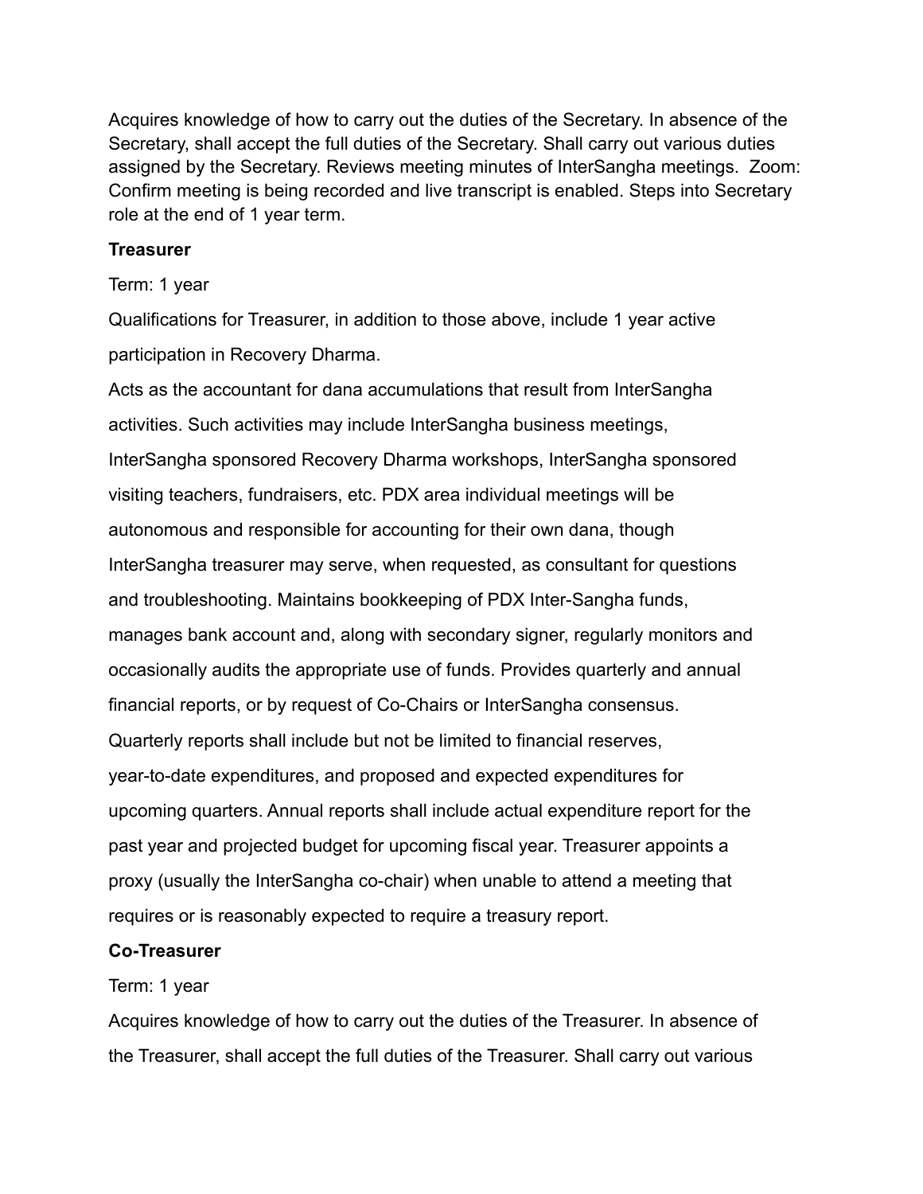Acquires knowledge of how to carry out the duties of the Secretary. In absence of the Secretary, shall accept the full duties of the Secretary. Shall carry out various duties assigned by the Secretary. Reviews meeting minutes of InterSangha meetings. Zoom: Confirm meeting is being recorded and live transcript is enabled. Steps into Secretary role at the end of 1 year term.

**Treasurer**

Term: 1 year

Qualifications for Treasurer, in addition to those above, include 1 year active participation in Recovery Dharma.

Acts as the accountant for dana accumulations that result from InterSangha activities. Such activities may include InterSangha business meetings, InterSangha sponsored Recovery Dharma workshops, InterSangha sponsored visiting teachers, fundraisers, etc. PDX area individual meetings will be autonomous and responsible for accounting for their own dana, though InterSangha treasurer may serve, when requested, as consultant for questions and troubleshooting. Maintains bookkeeping of PDX Inter-Sangha funds, manages bank account and, along with secondary signer, regularly monitors and occasionally audits the appropriate use of funds. Provides quarterly and annual financial reports, or by request of Co-Chairs or InterSangha consensus. Quarterly reports shall include but not be limited to financial reserves, year-to-date expenditures, and proposed and expected expenditures for upcoming quarters. Annual reports shall include actual expenditure report for the past year and projected budget for upcoming fiscal year. Treasurer appoints a proxy (usually the InterSangha co-chair) when unable to attend a meeting that requires or is reasonably expected to require a treasury report.

**Co-Treasurer**

Term: 1 year

Acquires knowledge of how to carry out the duties of the Treasurer. In absence of the Treasurer, shall accept the full duties of the Treasurer. Shall carry out various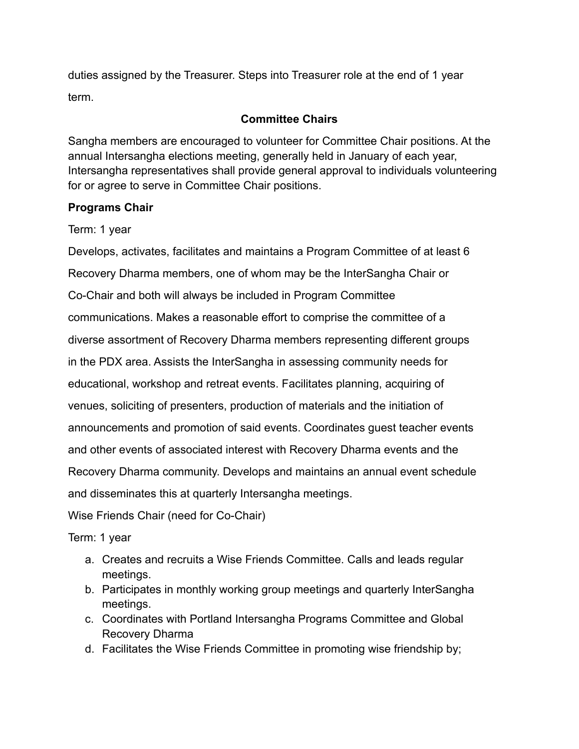duties assigned by the Treasurer. Steps into Treasurer role at the end of 1 year term.

## Committee Chairs

Sangha members are encouraged to volunteer for Committee Chair positions. At the annual Intersangha elections meeting, generally held in January of each year, Intersangha representatives shall provide general approval to individuals volunteering for or agree to serve in Committee Chair positions.

**Programs Chair**

Term: 1 year

Develops, activates, facilitates and maintains a Program Committee of at least 6 Recovery Dharma members, one of whom may be the InterSangha Chair or Co-Chair and both will always be included in Program Committee communications. Makes a reasonable effort to comprise the committee of a diverse assortment of Recovery Dharma members representing different groups in the PDX area. Assists the InterSangha in assessing community needs for educational, workshop and retreat events. Facilitates planning, acquiring of venues, soliciting of presenters, production of materials and the initiation of announcements and promotion of said events. Coordinates guest teacher events and other events of associated interest with Recovery Dharma events and the Recovery Dharma community. Develops and maintains an annual event schedule and disseminates this at quarterly Intersangha meetings.

Wise Friends Chair (need for Co-Chair)

Term: 1 year

a. Creates and recruits a Wise Friends Committee. Calls and leads regular meetings.
b. Participates in monthly working group meetings and quarterly InterSangha meetings.
c. Coordinates with Portland Intersangha Programs Committee and Global Recovery Dharma
d. Facilitates the Wise Friends Committee in promoting wise friendship by;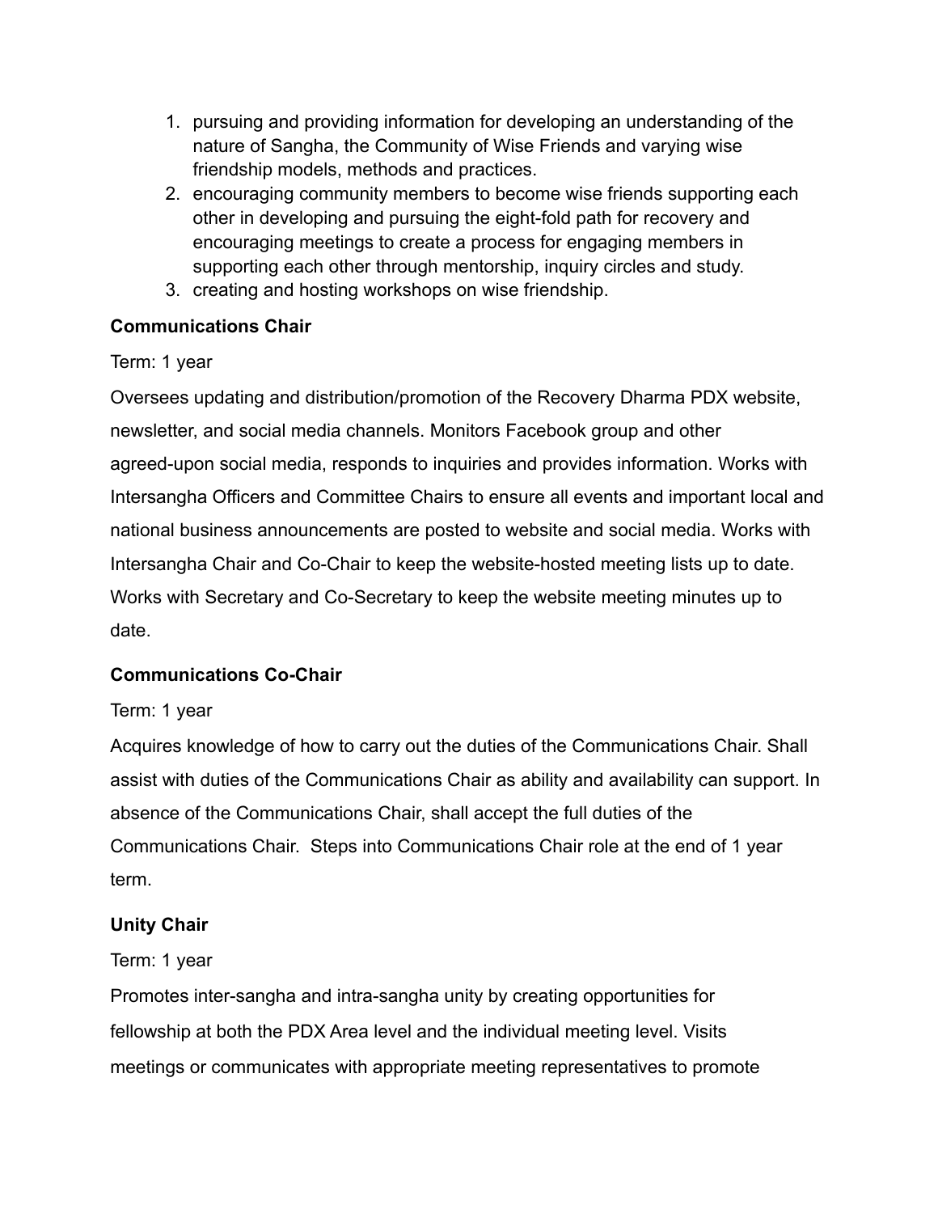1. pursuing and providing information for developing an understanding of the nature of Sangha, the Community of Wise Friends and varying wise friendship models, methods and practices.
2. encouraging community members to become wise friends supporting each other in developing and pursuing the eight-fold path for recovery and encouraging meetings to create a process for engaging members in supporting each other through mentorship, inquiry circles and study.
3. creating and hosting workshops on wise friendship.

**Communications Chair**

Term: 1 year

Oversees updating and distribution/promotion of the Recovery Dharma PDX website, newsletter, and social media channels. Monitors Facebook group and other agreed-upon social media, responds to inquiries and provides information. Works with Intersangha Officers and Committee Chairs to ensure all events and important local and national business announcements are posted to website and social media. Works with Intersangha Chair and Co-Chair to keep the website-hosted meeting lists up to date. Works with Secretary and Co-Secretary to keep the website meeting minutes up to date.

**Communications Co-Chair**

Term: 1 year

Acquires knowledge of how to carry out the duties of the Communications Chair. Shall assist with duties of the Communications Chair as ability and availability can support. In absence of the Communications Chair, shall accept the full duties of the Communications Chair. Steps into Communications Chair role at the end of 1 year term.

**Unity Chair**

Term: 1 year

Promotes inter-sangha and intra-sangha unity by creating opportunities for fellowship at both the PDX Area level and the individual meeting level. Visits meetings or communicates with appropriate meeting representatives to promote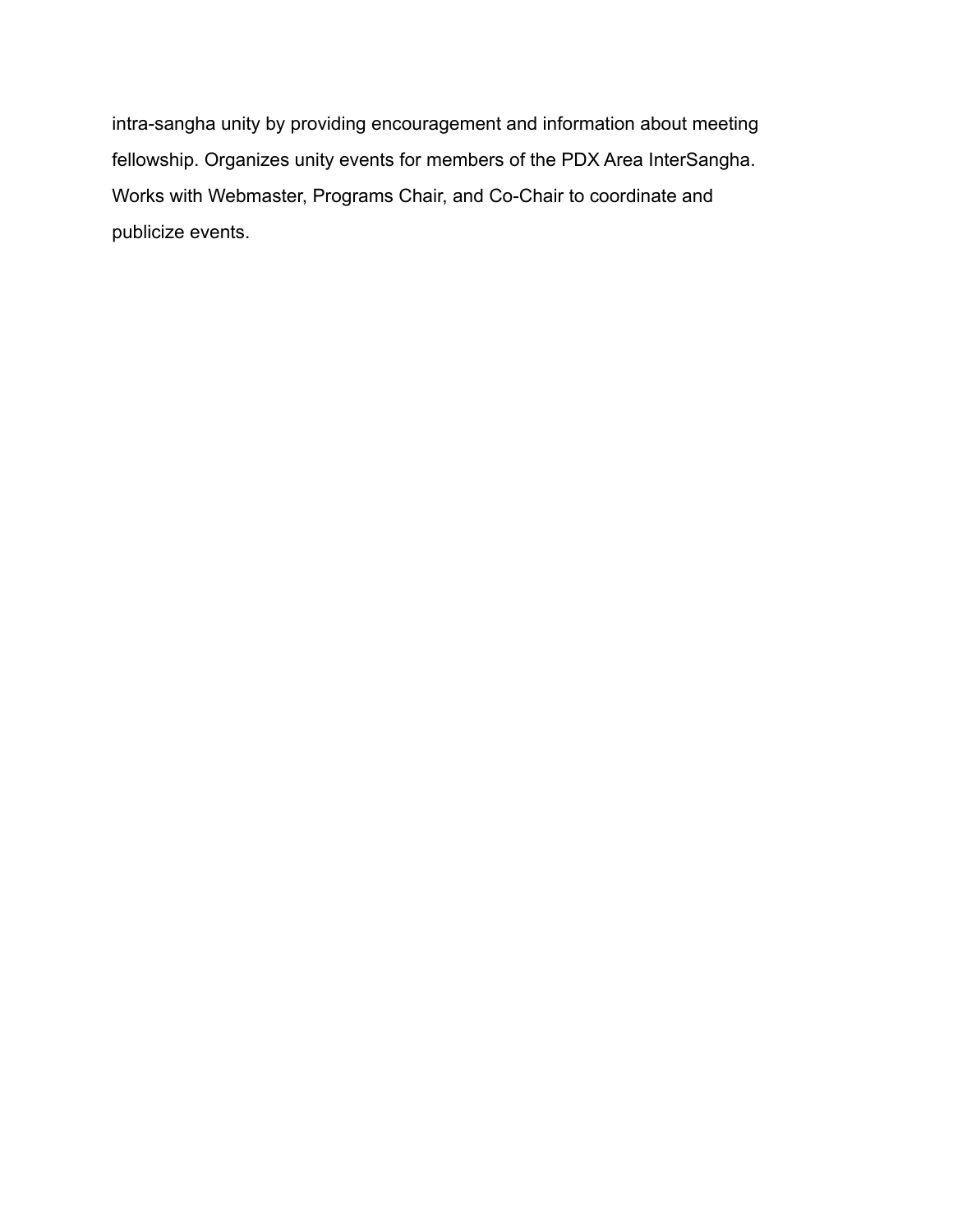intra-sangha unity by providing encouragement and information about meeting fellowship. Organizes unity events for members of the PDX Area InterSangha. Works with Webmaster, Programs Chair, and Co-Chair to coordinate and publicize events.